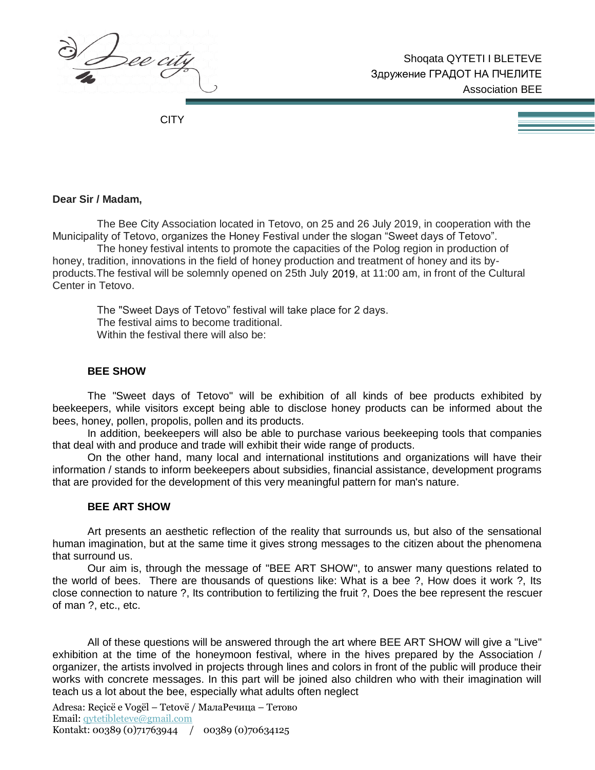Shoqata QYTETI I BLETEVE
Здружение ГРАДОТ НА ПЧЕЛИТЕ
Association BEE CITY

**Dear Sir / Madam,**

The Bee City Association located in Tetovo, on 25 and 26 July 2019, in cooperation with the Municipality of Tetovo, organizes the Honey Festival under the slogan "Sweet days of Tetovo".

The honey festival intents to promote the capacities of the Polog region in production of honey, tradition, innovations in the field of honey production and treatment of honey and its by-products.The festival will be solemnly opened on 25th July 2019, at 11:00 am, in front of the Cultural Center in Tetovo.

The "Sweet Days of Tetovo" festival will take place for 2 days.
The festival aims to become traditional.
Within the festival there will also be:

**BEE SHOW**

The "Sweet days of Tetovo" will be exhibition of all kinds of bee products exhibited by beekeepers, while visitors except being able to disclose honey products can be informed about the bees, honey, pollen, propolis, pollen and its products.

In addition, beekeepers will also be able to purchase various beekeeping tools that companies that deal with and produce and trade will exhibit their wide range of products.

On the other hand, many local and international institutions and organizations will have their information / stands to inform beekeepers about subsidies, financial assistance, development programs that are provided for the development of this very meaningful pattern for man's nature.

**BEE ART SHOW**

Art presents an aesthetic reflection of the reality that surrounds us, but also of the sensational human imagination, but at the same time it gives strong messages to the citizen about the phenomena that surround us.

Our aim is, through the message of "BEE ART SHOW", to answer many questions related to the world of bees. There are thousands of questions like: What is a bee ?, How does it work ?, Its close connection to nature ?, Its contribution to fertilizing the fruit ?, Does the bee represent the rescuer of man ?, etc., etc.

All of these questions will be answered through the art where BEE ART SHOW will give a "Live" exhibition at the time of the honeymoon festival, where in the hives prepared by the Association / organizer, the artists involved in projects through lines and colors in front of the public will produce their works with concrete messages. In this part will be joined also children who with their imagination will teach us a lot about the bee, especially what adults often neglect

Adresa: Reçicë e Vogël – Tetovë / МалаРечица – Тетово
Email: qytetibleteve@gmail.com
Kontakt: 00389 (0)71763944 / 00389 (0)70634125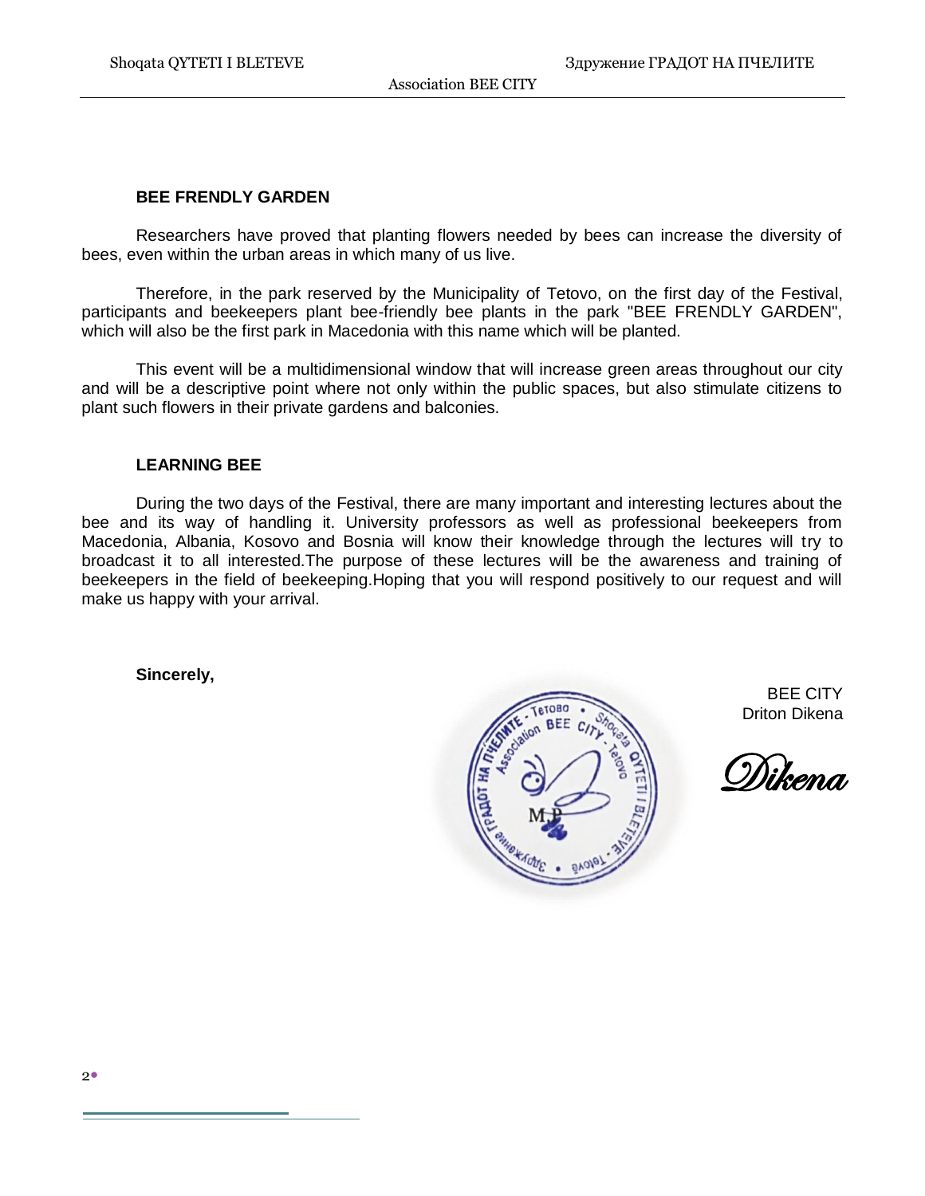**BEE FRENDLY GARDEN**

Researchers have proved that planting flowers needed by bees can increase the diversity of bees, even within the urban areas in which many of us live.

Therefore, in the park reserved by the Municipality of Tetovo, on the first day of the Festival, participants and beekeepers plant bee-friendly bee plants in the park "BEE FRENDLY GARDEN", which will also be the first park in Macedonia with this name which will be planted.

This event will be a multidimensional window that will increase green areas throughout our city and will be a descriptive point where not only within the public spaces, but also stimulate citizens to plant such flowers in their private gardens and balconies.

**LEARNING BEE**

During the two days of the Festival, there are many important and interesting lectures about the bee and its way of handling it. University professors as well as professional beekeepers from Macedonia, Albania, Kosovo and Bosnia will know their knowledge through the lectures will try to broadcast it to all interested.The purpose of these lectures will be the awareness and training of beekeepers in the field of beekeeping.Hoping that you will respond positively to our request and will make us happy with your arrival.

**Sincerely,**

BEE CITY
Driton Dikena

Dikena